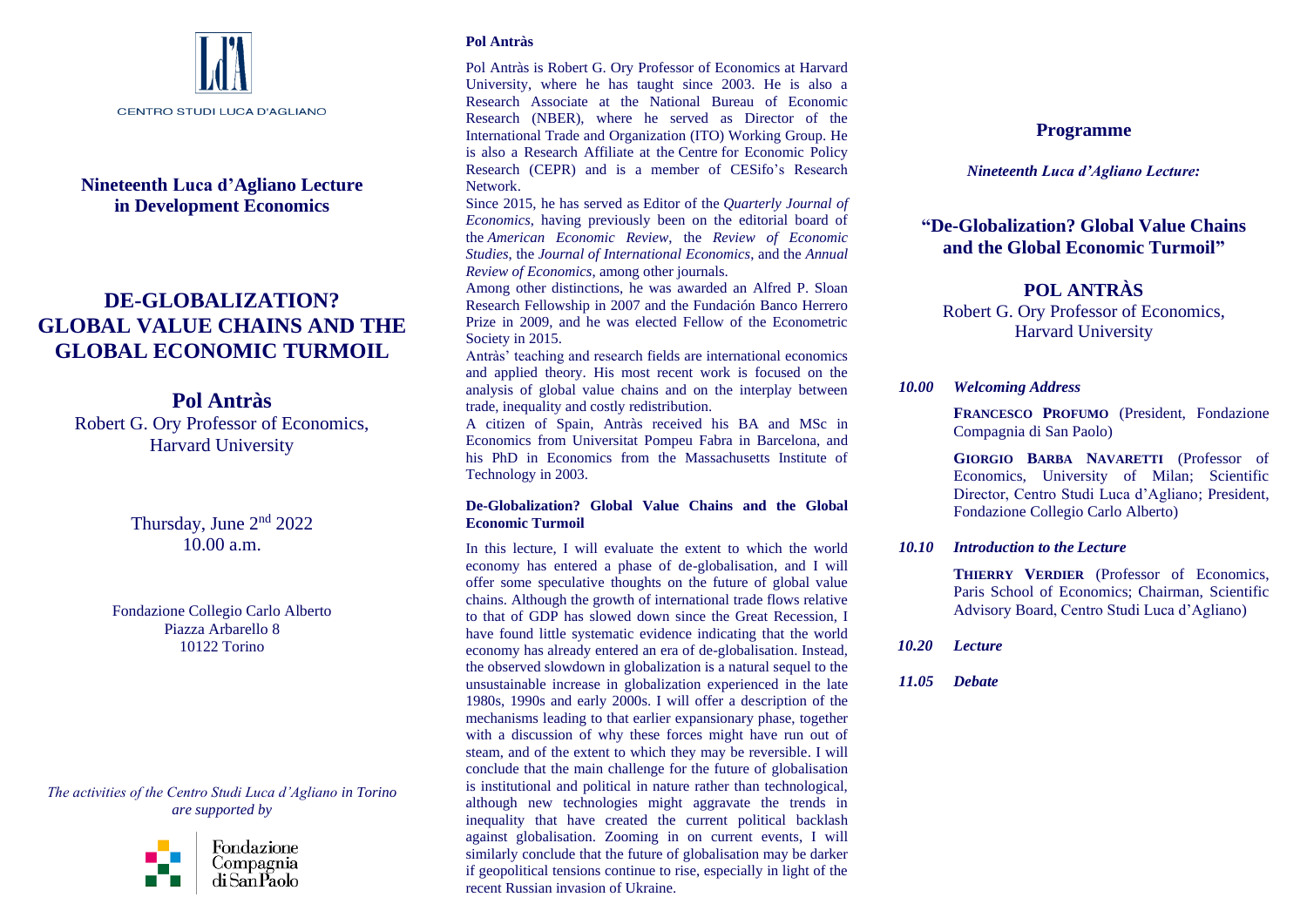CENTRO STUDI LUCA D'AGLIANO

**Nineteenth Luca d'Agliano Lecture in Development Economics**

# DE-GLOBALIZATION? GLOBAL VALUE CHAINS AND THE GLOBAL ECONOMIC TURMOIL

## Pol Antràs

Robert G. Ory Professor of Economics, Harvard University

Thursday, June 2nd 2022
10.00 a.m.

Fondazione Collegio Carlo Alberto
Piazza Arbarello 8
10122 Torino

*The activities of the Centro Studi Luca d'Agliano in Torino are supported by*

Fondazione Compagnia di San Paolo

**Pol Antràs**

Pol Antràs is Robert G. Ory Professor of Economics at Harvard University, where he has taught since 2003. He is also a Research Associate at the National Bureau of Economic Research (NBER), where he served as Director of the International Trade and Organization (ITO) Working Group. He is also a Research Affiliate at the Centre for Economic Policy Research (CEPR) and is a member of CESifo's Research Network.

Since 2015, he has served as Editor of the *Quarterly Journal of Economics*, having previously been on the editorial board of the *American Economic Review*, the *Review of Economic Studies*, the *Journal of International Economics*, and the *Annual Review of Economics*, among other journals.

Among other distinctions, he was awarded an Alfred P. Sloan Research Fellowship in 2007 and the Fundación Banco Herrero Prize in 2009, and he was elected Fellow of the Econometric Society in 2015.

Antràs' teaching and research fields are international economics and applied theory. His most recent work is focused on the analysis of global value chains and on the interplay between trade, inequality and costly redistribution.

A citizen of Spain, Antràs received his BA and MSc in Economics from Universitat Pompeu Fabra in Barcelona, and his PhD in Economics from the Massachusetts Institute of Technology in 2003.

**De-Globalization? Global Value Chains and the Global Economic Turmoil**

In this lecture, I will evaluate the extent to which the world economy has entered a phase of de-globalisation, and I will offer some speculative thoughts on the future of global value chains. Although the growth of international trade flows relative to that of GDP has slowed down since the Great Recession, I have found little systematic evidence indicating that the world economy has already entered an era of de-globalisation. Instead, the observed slowdown in globalization is a natural sequel to the unsustainable increase in globalization experienced in the late 1980s, 1990s and early 2000s. I will offer a description of the mechanisms leading to that earlier expansionary phase, together with a discussion of why these forces might have run out of steam, and of the extent to which they may be reversible. I will conclude that the main challenge for the future of globalisation is institutional and political in nature rather than technological, although new technologies might aggravate the trends in inequality that have created the current political backlash against globalisation. Zooming in on current events, I will similarly conclude that the future of globalisation may be darker if geopolitical tensions continue to rise, especially in light of the recent Russian invasion of Ukraine.

## Programme

***Nineteenth Luca d'Agliano Lecture:***

### "De-Globalization? Global Value Chains and the Global Economic Turmoil"

**POL ANTRÀS**
Robert G. Ory Professor of Economics, Harvard University

***10.00 Welcoming Address***

**FRANCESCO PROFUMO** (President, Fondazione Compagnia di San Paolo)

**GIORGIO BARBA NAVARETTI** (Professor of Economics, University of Milan; Scientific Director, Centro Studi Luca d'Agliano; President, Fondazione Collegio Carlo Alberto)

***10.10 Introduction to the Lecture***

**THIERRY VERDIER** (Professor of Economics, Paris School of Economics; Chairman, Scientific Advisory Board, Centro Studi Luca d'Agliano)

***10.20 Lecture***

***11.05 Debate***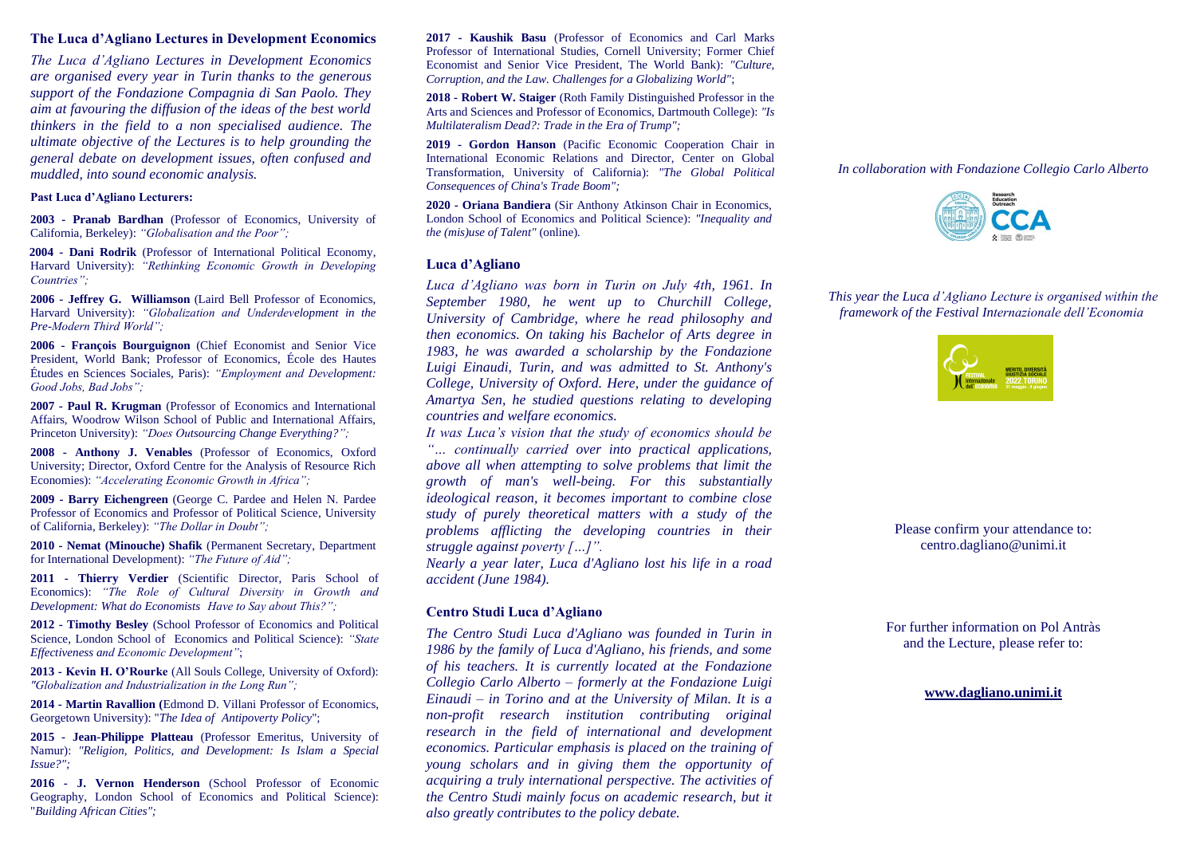## The Luca d'Agliano Lectures in Development Economics

*The Luca d'Agliano Lectures in Development Economics are organised every year in Turin thanks to the generous support of the Fondazione Compagnia di San Paolo. They aim at favouring the diffusion of the ideas of the best world thinkers in the field to a non specialised audience. The ultimate objective of the Lectures is to help grounding the general debate on development issues, often confused and muddled, into sound economic analysis.*

### Past Luca d'Agliano Lecturers:

**2003 - Pranab Bardhan** (Professor of Economics, University of California, Berkeley): *"Globalisation and the Poor";*

**2004 - Dani Rodrik** (Professor of International Political Economy, Harvard University): *"Rethinking Economic Growth in Developing Countries";*

**2006 - Jeffrey G. Williamson** (Laird Bell Professor of Economics, Harvard University): *"Globalization and Underdevelopment in the Pre-Modern Third World";*

**2006 - François Bourguignon** (Chief Economist and Senior Vice President, World Bank; Professor of Economics, École des Hautes Études en Sciences Sociales, Paris): *"Employment and Development: Good Jobs, Bad Jobs";*

**2007 - Paul R. Krugman** (Professor of Economics and International Affairs, Woodrow Wilson School of Public and International Affairs, Princeton University): *"Does Outsourcing Change Everything?";*

**2008 - Anthony J. Venables** (Professor of Economics, Oxford University; Director, Oxford Centre for the Analysis of Resource Rich Economies): *"Accelerating Economic Growth in Africa";*

**2009 - Barry Eichengreen** (George C. Pardee and Helen N. Pardee Professor of Economics and Professor of Political Science, University of California, Berkeley): *"The Dollar in Doubt";*

**2010 - Nemat (Minouche) Shafik** (Permanent Secretary, Department for International Development): *"The Future of Aid";*

**2011 - Thierry Verdier** (Scientific Director, Paris School of Economics): *"The Role of Cultural Diversity in Growth and Development: What do Economists Have to Say about This?";*

**2012 - Timothy Besley** (School Professor of Economics and Political Science, London School of Economics and Political Science): *"State Effectiveness and Economic Development";*

**2013 - Kevin H. O'Rourke** (All Souls College, University of Oxford): *"Globalization and Industrialization in the Long Run";*

**2014 - Martin Ravallion (**Edmond D. Villani Professor of Economics, Georgetown University): "*The Idea of Antipoverty Policy*";

**2015 - Jean-Philippe Platteau** (Professor Emeritus, University of Namur): *"Religion, Politics, and Development: Is Islam a Special Issue?";*

**2016 - J. Vernon Henderson** (School Professor of Economic Geography, London School of Economics and Political Science): "*Building African Cities";*

**2017 - Kaushik Basu** (Professor of Economics and Carl Marks Professor of International Studies, Cornell University; Former Chief Economist and Senior Vice President, The World Bank): *"Culture, Corruption, and the Law. Challenges for a Globalizing World"*;

**2018 - Robert W. Staiger** (Roth Family Distinguished Professor in the Arts and Sciences and Professor of Economics, Dartmouth College): *"Is Multilateralism Dead?: Trade in the Era of Trump";*

**2019 - Gordon Hanson** (Pacific Economic Cooperation Chair in International Economic Relations and Director, Center on Global Transformation, University of California): *"The Global Political Consequences of China's Trade Boom";*

**2020 - Oriana Bandiera** (Sir Anthony Atkinson Chair in Economics, London School of Economics and Political Science): *"Inequality and the (mis)use of Talent"* (online).

## Luca d'Agliano

*Luca d'Agliano was born in Turin on July 4th, 1961. In September 1980, he went up to Churchill College, University of Cambridge, where he read philosophy and then economics. On taking his Bachelor of Arts degree in 1983, he was awarded a scholarship by the Fondazione Luigi Einaudi, Turin, and was admitted to St. Anthony's College, University of Oxford. Here, under the guidance of Amartya Sen, he studied questions relating to developing countries and welfare economics.*

*It was Luca's vision that the study of economics should be "… continually carried over into practical applications, above all when attempting to solve problems that limit the growth of man's well-being. For this substantially ideological reason, it becomes important to combine close study of purely theoretical matters with a study of the problems afflicting the developing countries in their struggle against poverty […]".*

*Nearly a year later, Luca d'Agliano lost his life in a road accident (June 1984).*

## Centro Studi Luca d'Agliano

*The Centro Studi Luca d'Agliano was founded in Turin in 1986 by the family of Luca d'Agliano, his friends, and some of his teachers. It is currently located at the Fondazione Collegio Carlo Alberto – formerly at the Fondazione Luigi Einaudi – in Torino and at the University of Milan. It is a non-profit research institution contributing original research in the field of international and development economics. Particular emphasis is placed on the training of young scholars and in giving them the opportunity of acquiring a truly international perspective. The activities of the Centro Studi mainly focus on academic research, but it also greatly contributes to the policy debate.*

*In collaboration with Fondazione Collegio Carlo Alberto*

*This year the Luca d'Agliano Lecture is organised within the framework of the Festival Internazionale dell'Economia*

Please confirm your attendance to:
centro.dagliano@unimi.it

For further information on Pol Antràs and the Lecture, please refer to:

**www.dagliano.unimi.it**